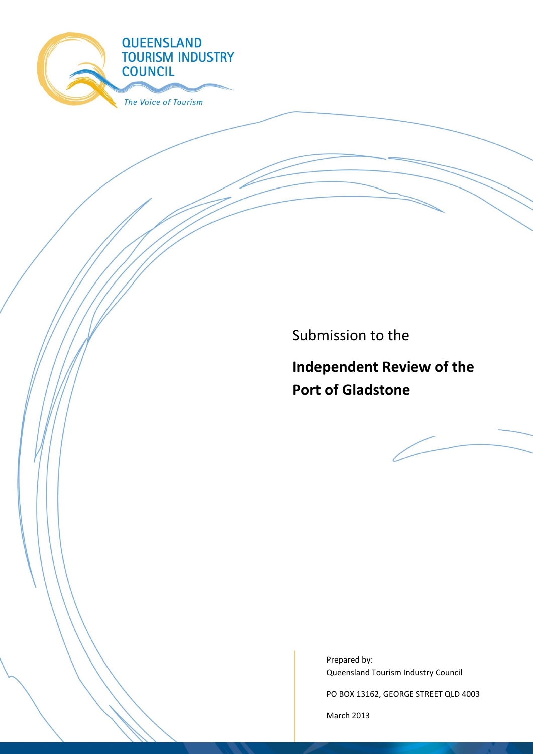QUEENSLAND TOURISM INDUSTRY COUNCIL

*The Voice of Tourism*

Submission to the

# Independent Review of the Port of Gladstone

Prepared by:
Queensland Tourism Industry Council

PO BOX 13162, GEORGE STREET QLD 4003

March 2013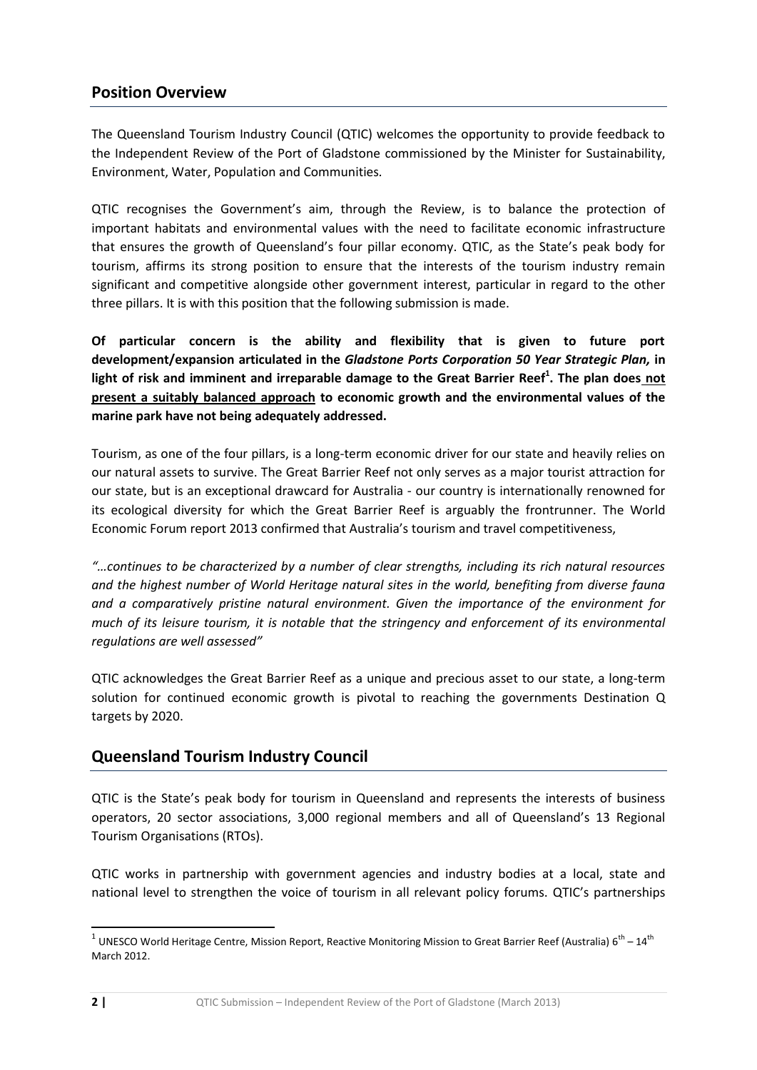## Position Overview

The Queensland Tourism Industry Council (QTIC) welcomes the opportunity to provide feedback to the Independent Review of the Port of Gladstone commissioned by the Minister for Sustainability, Environment, Water, Population and Communities.

QTIC recognises the Government's aim, through the Review, is to balance the protection of important habitats and environmental values with the need to facilitate economic infrastructure that ensures the growth of Queensland's four pillar economy. QTIC, as the State's peak body for tourism, affirms its strong position to ensure that the interests of the tourism industry remain significant and competitive alongside other government interest, particular in regard to the other three pillars. It is with this position that the following submission is made.

**Of particular concern is the ability and flexibility that is given to future port development/expansion articulated in the *Gladstone Ports Corporation 50 Year Strategic Plan,* in light of risk and imminent and irreparable damage to the Great Barrier Reef[1]. The plan does <u>not present a suitably balanced approach</u> to economic growth and the environmental values of the marine park have not being adequately addressed.**

Tourism, as one of the four pillars, is a long-term economic driver for our state and heavily relies on our natural assets to survive. The Great Barrier Reef not only serves as a major tourist attraction for our state, but is an exceptional drawcard for Australia - our country is internationally renowned for its ecological diversity for which the Great Barrier Reef is arguably the frontrunner. The World Economic Forum report 2013 confirmed that Australia's tourism and travel competitiveness,

*"…continues to be characterized by a number of clear strengths, including its rich natural resources and the highest number of World Heritage natural sites in the world, benefiting from diverse fauna and a comparatively pristine natural environment. Given the importance of the environment for much of its leisure tourism, it is notable that the stringency and enforcement of its environmental regulations are well assessed"*

QTIC acknowledges the Great Barrier Reef as a unique and precious asset to our state, a long-term solution for continued economic growth is pivotal to reaching the governments Destination Q targets by 2020.

## Queensland Tourism Industry Council

QTIC is the State's peak body for tourism in Queensland and represents the interests of business operators, 20 sector associations, 3,000 regional members and all of Queensland's 13 Regional Tourism Organisations (RTOs).

QTIC works in partnership with government agencies and industry bodies at a local, state and national level to strengthen the voice of tourism in all relevant policy forums. QTIC's partnerships

---

[1] UNESCO World Heritage Centre, Mission Report, Reactive Monitoring Mission to Great Barrier Reef (Australia) 6th – 14th March 2012.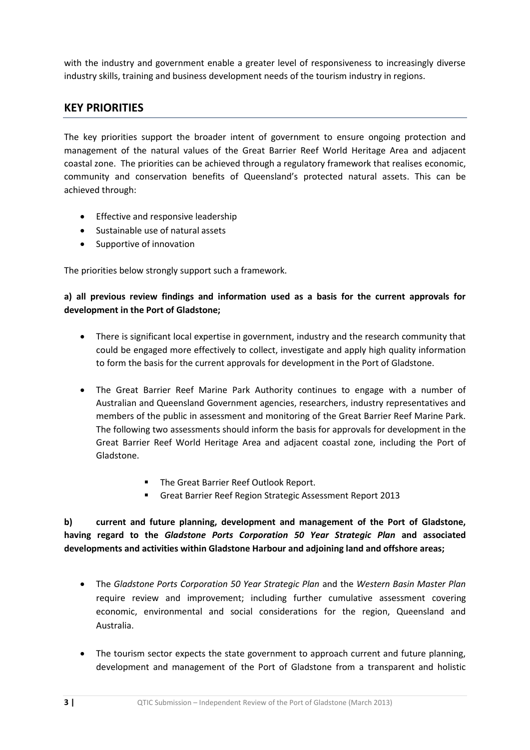with the industry and government enable a greater level of responsiveness to increasingly diverse industry skills, training and business development needs of the tourism industry in regions.

## KEY PRIORITIES

The key priorities support the broader intent of government to ensure ongoing protection and management of the natural values of the Great Barrier Reef World Heritage Area and adjacent coastal zone. The priorities can be achieved through a regulatory framework that realises economic, community and conservation benefits of Queensland's protected natural assets. This can be achieved through:

- Effective and responsive leadership
- Sustainable use of natural assets
- Supportive of innovation

The priorities below strongly support such a framework.

**a) all previous review findings and information used as a basis for the current approvals for development in the Port of Gladstone;**

- There is significant local expertise in government, industry and the research community that could be engaged more effectively to collect, investigate and apply high quality information to form the basis for the current approvals for development in the Port of Gladstone.
- The Great Barrier Reef Marine Park Authority continues to engage with a number of Australian and Queensland Government agencies, researchers, industry representatives and members of the public in assessment and monitoring of the Great Barrier Reef Marine Park. The following two assessments should inform the basis for approvals for development in the Great Barrier Reef World Heritage Area and adjacent coastal zone, including the Port of Gladstone.
    - The Great Barrier Reef Outlook Report.
    - Great Barrier Reef Region Strategic Assessment Report 2013

**b) current and future planning, development and management of the Port of Gladstone, having regard to the *Gladstone Ports Corporation 50 Year Strategic Plan* and associated developments and activities within Gladstone Harbour and adjoining land and offshore areas;**

- The *Gladstone Ports Corporation 50 Year Strategic Plan* and the *Western Basin Master Plan* require review and improvement; including further cumulative assessment covering economic, environmental and social considerations for the region, Queensland and Australia.
- The tourism sector expects the state government to approach current and future planning, development and management of the Port of Gladstone from a transparent and holistic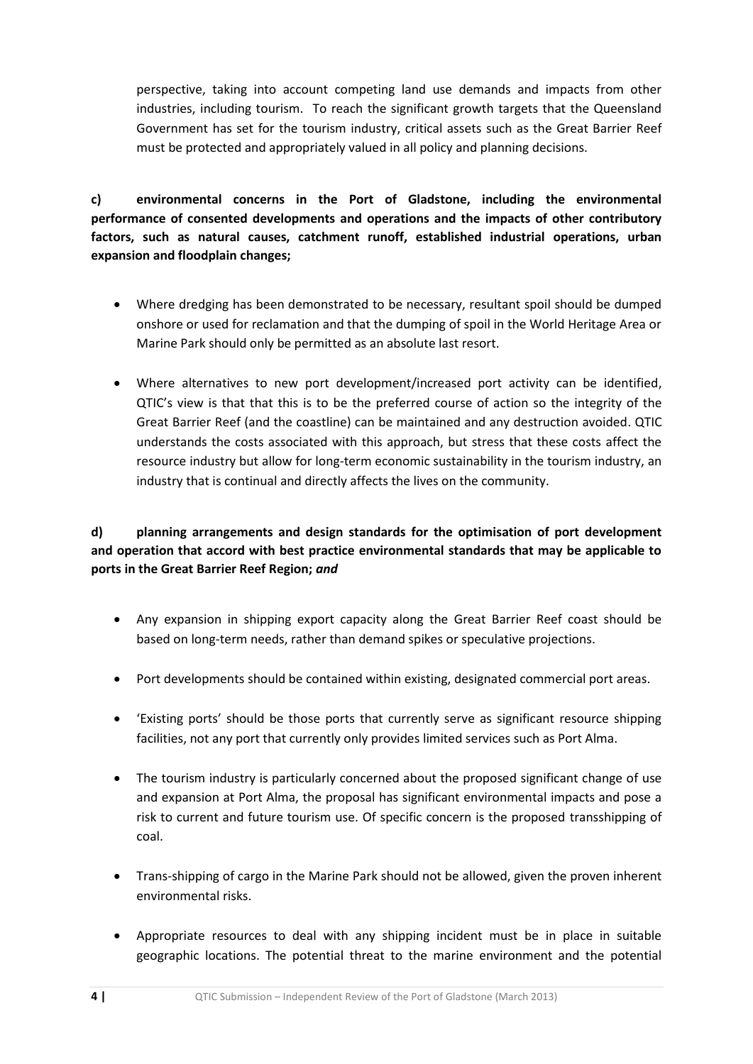perspective, taking into account competing land use demands and impacts from other industries, including tourism. To reach the significant growth targets that the Queensland Government has set for the tourism industry, critical assets such as the Great Barrier Reef must be protected and appropriately valued in all policy and planning decisions.

**c) environmental concerns in the Port of Gladstone, including the environmental performance of consented developments and operations and the impacts of other contributory factors, such as natural causes, catchment runoff, established industrial operations, urban expansion and floodplain changes;**

- Where dredging has been demonstrated to be necessary, resultant spoil should be dumped onshore or used for reclamation and that the dumping of spoil in the World Heritage Area or Marine Park should only be permitted as an absolute last resort.

- Where alternatives to new port development/increased port activity can be identified, QTIC's view is that that this is to be the preferred course of action so the integrity of the Great Barrier Reef (and the coastline) can be maintained and any destruction avoided. QTIC understands the costs associated with this approach, but stress that these costs affect the resource industry but allow for long-term economic sustainability in the tourism industry, an industry that is continual and directly affects the lives on the community.

**d) planning arrangements and design standards for the optimisation of port development and operation that accord with best practice environmental standards that may be applicable to ports in the Great Barrier Reef Region; *and***

- Any expansion in shipping export capacity along the Great Barrier Reef coast should be based on long-term needs, rather than demand spikes or speculative projections.

- Port developments should be contained within existing, designated commercial port areas.

- 'Existing ports' should be those ports that currently serve as significant resource shipping facilities, not any port that currently only provides limited services such as Port Alma.

- The tourism industry is particularly concerned about the proposed significant change of use and expansion at Port Alma, the proposal has significant environmental impacts and pose a risk to current and future tourism use. Of specific concern is the proposed transshipping of coal.

- Trans-shipping of cargo in the Marine Park should not be allowed, given the proven inherent environmental risks.

- Appropriate resources to deal with any shipping incident must be in place in suitable geographic locations. The potential threat to the marine environment and the potential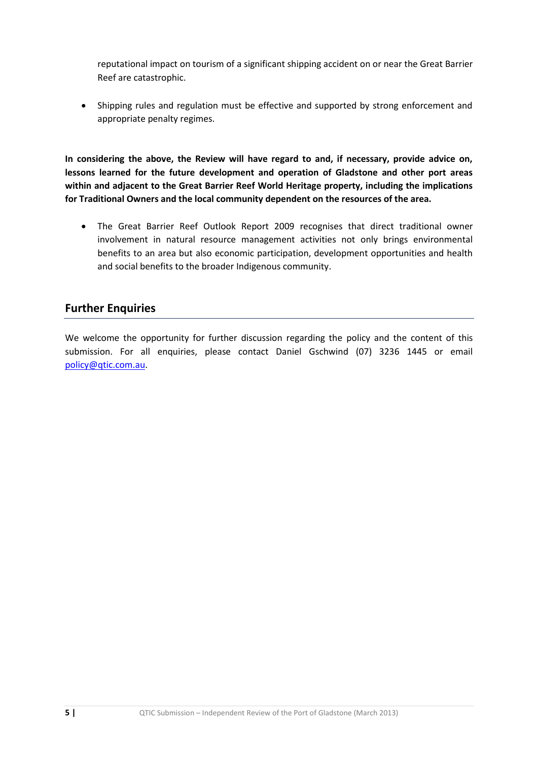reputational impact on tourism of a significant shipping accident on or near the Great Barrier Reef are catastrophic.

- Shipping rules and regulation must be effective and supported by strong enforcement and appropriate penalty regimes.

**In considering the above, the Review will have regard to and, if necessary, provide advice on, lessons learned for the future development and operation of Gladstone and other port areas within and adjacent to the Great Barrier Reef World Heritage property, including the implications for Traditional Owners and the local community dependent on the resources of the area.**

- The Great Barrier Reef Outlook Report 2009 recognises that direct traditional owner involvement in natural resource management activities not only brings environmental benefits to an area but also economic participation, development opportunities and health and social benefits to the broader Indigenous community.

## Further Enquiries

We welcome the opportunity for further discussion regarding the policy and the content of this submission. For all enquiries, please contact Daniel Gschwind (07) 3236 1445 or email policy@qtic.com.au.